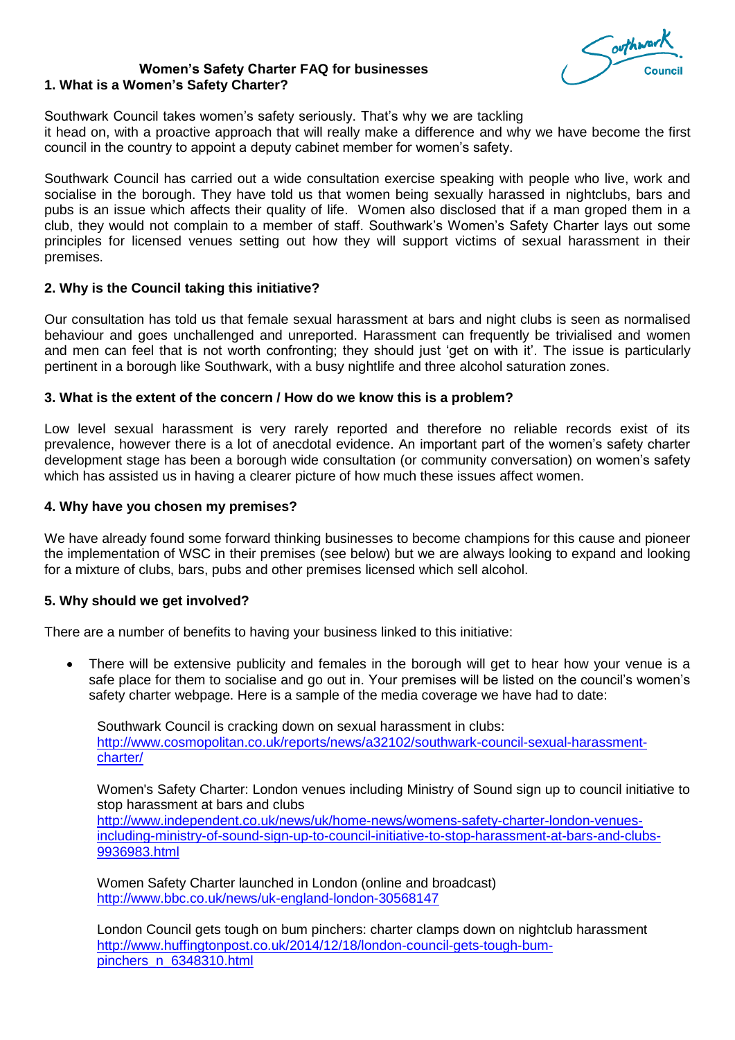# Women's Safety Charter FAQ for businesses

## 1. What is a Women's Safety Charter?

Southwark Council takes women's safety seriously. That's why we are tackling it head on, with a proactive approach that will really make a difference and why we have become the first council in the country to appoint a deputy cabinet member for women's safety.

Southwark Council has carried out a wide consultation exercise speaking with people who live, work and socialise in the borough. They have told us that women being sexually harassed in nightclubs, bars and pubs is an issue which affects their quality of life. Women also disclosed that if a man groped them in a club, they would not complain to a member of staff. Southwark's Women's Safety Charter lays out some principles for licensed venues setting out how they will support victims of sexual harassment in their premises.

## 2. Why is the Council taking this initiative?

Our consultation has told us that female sexual harassment at bars and night clubs is seen as normalised behaviour and goes unchallenged and unreported. Harassment can frequently be trivialised and women and men can feel that is not worth confronting; they should just 'get on with it'. The issue is particularly pertinent in a borough like Southwark, with a busy nightlife and three alcohol saturation zones.

## 3. What is the extent of the concern / How do we know this is a problem?

Low level sexual harassment is very rarely reported and therefore no reliable records exist of its prevalence, however there is a lot of anecdotal evidence. An important part of the women's safety charter development stage has been a borough wide consultation (or community conversation) on women's safety which has assisted us in having a clearer picture of how much these issues affect women.

## 4. Why have you chosen my premises?

We have already found some forward thinking businesses to become champions for this cause and pioneer the implementation of WSC in their premises (see below) but we are always looking to expand and looking for a mixture of clubs, bars, pubs and other premises licensed which sell alcohol.

## 5. Why should we get involved?

There are a number of benefits to having your business linked to this initiative:

- There will be extensive publicity and females in the borough will get to hear how your venue is a safe place for them to socialise and go out in. Your premises will be listed on the council's women's safety charter webpage. Here is a sample of the media coverage we have had to date:

  Southwark Council is cracking down on sexual harassment in clubs:
  http://www.cosmopolitan.co.uk/reports/news/a32102/southwark-council-sexual-harassment-charter/

  Women's Safety Charter: London venues including Ministry of Sound sign up to council initiative to stop harassment at bars and clubs
  http://www.independent.co.uk/news/uk/home-news/womens-safety-charter-london-venues-including-ministry-of-sound-sign-up-to-council-initiative-to-stop-harassment-at-bars-and-clubs-9936983.html

  Women Safety Charter launched in London (online and broadcast)
  http://www.bbc.co.uk/news/uk-england-london-30568147

  London Council gets tough on bum pinchers: charter clamps down on nightclub harassment
  http://www.huffingtonpost.co.uk/2014/12/18/london-council-gets-tough-bum-pinchers_n_6348310.html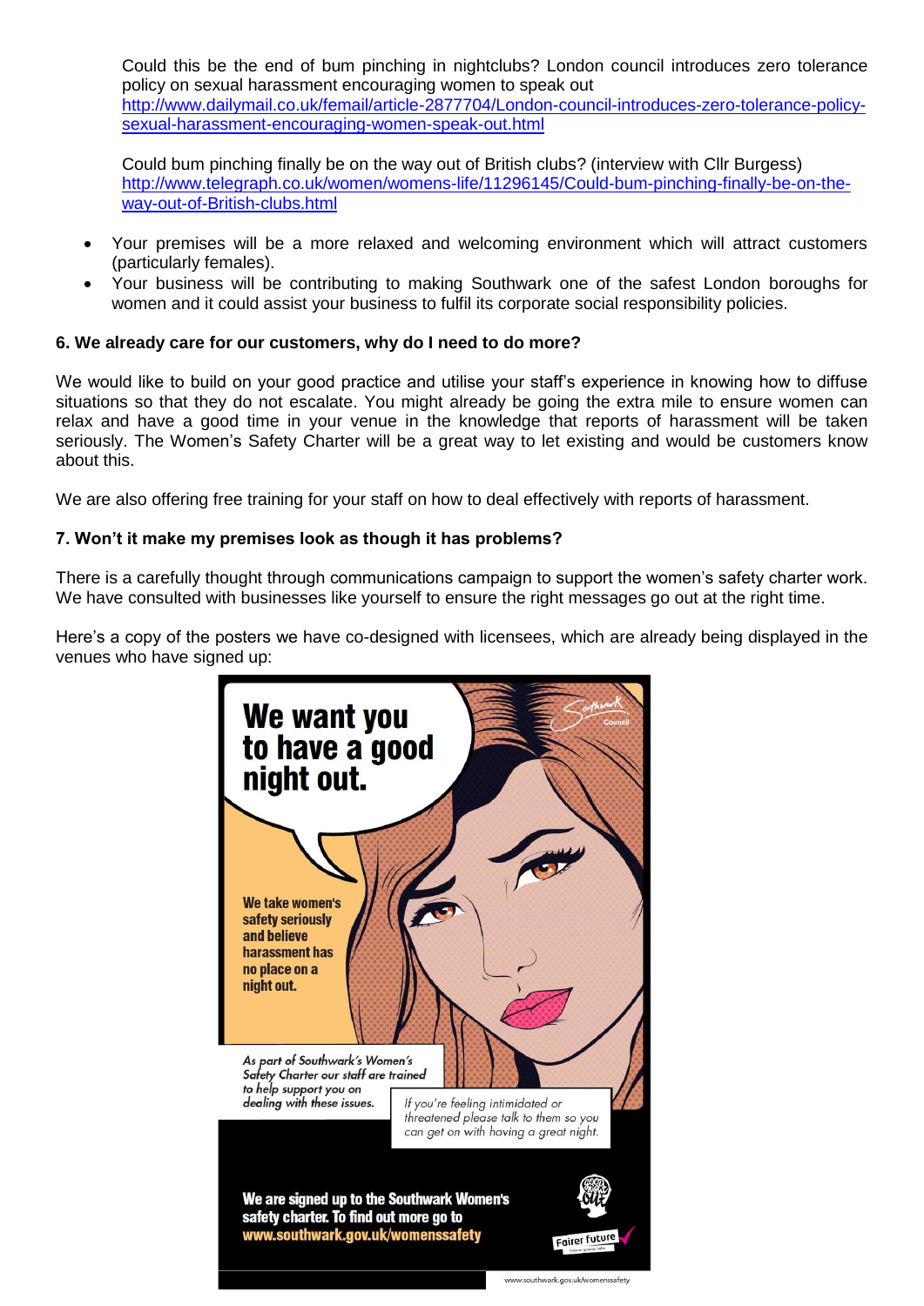Could this be the end of bum pinching in nightclubs? London council introduces zero tolerance policy on sexual harassment encouraging women to speak out
http://www.dailymail.co.uk/femail/article-2877704/London-council-introduces-zero-tolerance-policy-sexual-harassment-encouraging-women-speak-out.html

Could bum pinching finally be on the way out of British clubs? (interview with Cllr Burgess)
http://www.telegraph.co.uk/women/womens-life/11296145/Could-bum-pinching-finally-be-on-the-way-out-of-British-clubs.html

- Your premises will be a more relaxed and welcoming environment which will attract customers (particularly females).
- Your business will be contributing to making Southwark one of the safest London boroughs for women and it could assist your business to fulfil its corporate social responsibility policies.

**6. We already care for our customers, why do I need to do more?**

We would like to build on your good practice and utilise your staff's experience in knowing how to diffuse situations so that they do not escalate. You might already be going the extra mile to ensure women can relax and have a good time in your venue in the knowledge that reports of harassment will be taken seriously. The Women's Safety Charter will be a great way to let existing and would be customers know about this.

We are also offering free training for your staff on how to deal effectively with reports of harassment.

**7. Won't it make my premises look as though it has problems?**

There is a carefully thought through communications campaign to support the women's safety charter work. We have consulted with businesses like yourself to ensure the right messages go out at the right time.

Here's a copy of the posters we have co-designed with licensees, which are already being displayed in the venues who have signed up:

**We want you to have a good night out.**

Southwark Council

**We take women's safety seriously and believe harassment has no place on a night out.**

*As part of Southwark's Women's Safety Charter our staff are trained to help support you on dealing with these issues.*

*If you're feeling intimidated or threatened please talk to them so you can get on with having a great night.*

**We are signed up to the Southwark Women's safety charter. To find out more go to www.southwark.gov.uk/womenssafety**

Fairer future

www.southwark.gov.uk/womenssafety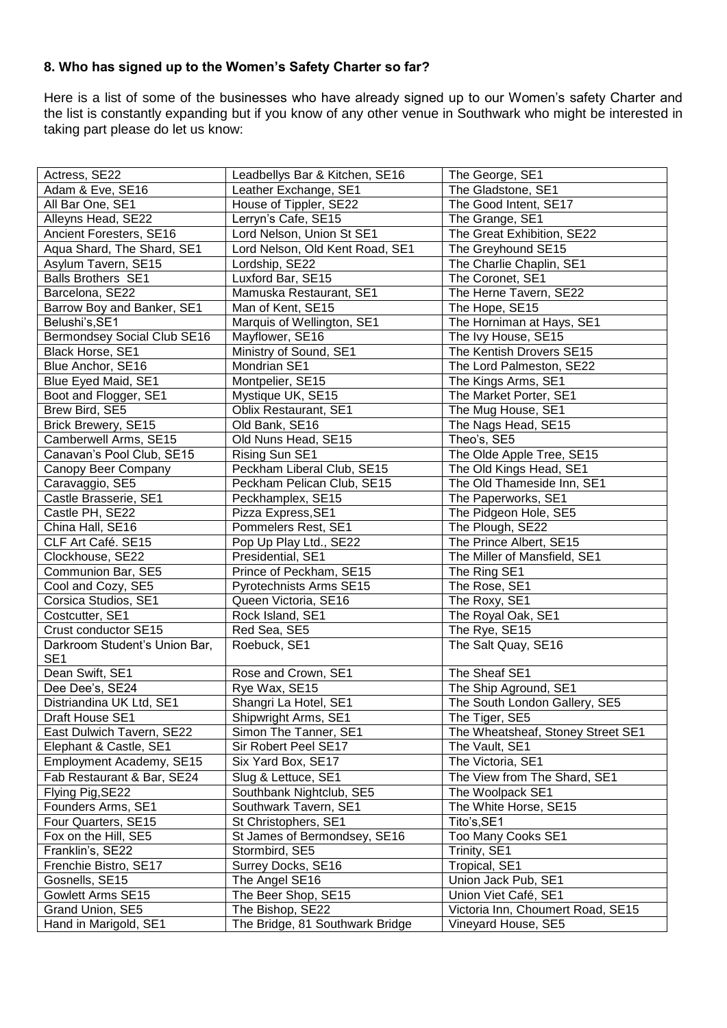## 8. Who has signed up to the Women's Safety Charter so far?

Here is a list of some of the businesses who have already signed up to our Women's safety Charter and the list is constantly expanding but if you know of any other venue in Southwark who might be interested in taking part please do let us know:

| | | |
|---|---|---|
| Actress, SE22 | Leadbellys Bar & Kitchen, SE16 | The George, SE1 |
| Adam & Eve, SE16 | Leather Exchange, SE1 | The Gladstone, SE1 |
| All Bar One, SE1 | House of Tippler, SE22 | The Good Intent, SE17 |
| Alleyns Head, SE22 | Lerryn's Cafe, SE15 | The Grange, SE1 |
| Ancient Foresters, SE16 | Lord Nelson, Union St SE1 | The Great Exhibition, SE22 |
| Aqua Shard, The Shard, SE1 | Lord Nelson, Old Kent Road, SE1 | The Greyhound SE15 |
| Asylum Tavern, SE15 | Lordship, SE22 | The Charlie Chaplin, SE1 |
| Balls Brothers SE1 | Luxford Bar, SE15 | The Coronet, SE1 |
| Barcelona, SE22 | Mamuska Restaurant, SE1 | The Herne Tavern, SE22 |
| Barrow Boy and Banker, SE1 | Man of Kent, SE15 | The Hope, SE15 |
| Belushi's,SE1 | Marquis of Wellington, SE1 | The Horniman at Hays, SE1 |
| Bermondsey Social Club SE16 | Mayflower, SE16 | The Ivy House, SE15 |
| Black Horse, SE1 | Ministry of Sound, SE1 | The Kentish Drovers SE15 |
| Blue Anchor, SE16 | Mondrian SE1 | The Lord Palmeston, SE22 |
| Blue Eyed Maid, SE1 | Montpelier, SE15 | The Kings Arms, SE1 |
| Boot and Flogger, SE1 | Mystique UK, SE15 | The Market Porter, SE1 |
| Brew Bird, SE5 | Oblix Restaurant, SE1 | The Mug House, SE1 |
| Brick Brewery, SE15 | Old Bank, SE16 | The Nags Head, SE15 |
| Camberwell Arms, SE15 | Old Nuns Head, SE15 | Theo's, SE5 |
| Canavan's Pool Club, SE15 | Rising Sun SE1 | The Olde Apple Tree, SE15 |
| Canopy Beer Company | Peckham Liberal Club, SE15 | The Old Kings Head, SE1 |
| Caravaggio, SE5 | Peckham Pelican Club, SE15 | The Old Thameside Inn, SE1 |
| Castle Brasserie, SE1 | Peckhamplex, SE15 | The Paperworks, SE1 |
| Castle PH, SE22 | Pizza Express,SE1 | The Pidgeon Hole, SE5 |
| China Hall, SE16 | Pommelers Rest, SE1 | The Plough, SE22 |
| CLF Art Café. SE15 | Pop Up Play Ltd., SE22 | The Prince Albert, SE15 |
| Clockhouse, SE22 | Presidential, SE1 | The Miller of Mansfield, SE1 |
| Communion Bar, SE5 | Prince of Peckham, SE15 | The Ring SE1 |
| Cool and Cozy, SE5 | Pyrotechnists Arms SE15 | The Rose, SE1 |
| Corsica Studios, SE1 | Queen Victoria, SE16 | The Roxy, SE1 |
| Costcutter, SE1 | Rock Island, SE1 | The Royal Oak, SE1 |
| Crust conductor SE15 | Red Sea, SE5 | The Rye, SE15 |
| Darkroom Student's Union Bar, SE1 | Roebuck, SE1 | The Salt Quay, SE16 |
| Dean Swift, SE1 | Rose and Crown, SE1 | The Sheaf SE1 |
| Dee Dee's, SE24 | Rye Wax, SE15 | The Ship Aground, SE1 |
| Distriandina UK Ltd, SE1 | Shangri La Hotel, SE1 | The South London Gallery, SE5 |
| Draft House SE1 | Shipwright Arms, SE1 | The Tiger, SE5 |
| East Dulwich Tavern, SE22 | Simon The Tanner, SE1 | The Wheatsheaf, Stoney Street SE1 |
| Elephant & Castle, SE1 | Sir Robert Peel SE17 | The Vault, SE1 |
| Employment Academy, SE15 | Six Yard Box, SE17 | The Victoria, SE1 |
| Fab Restaurant & Bar, SE24 | Slug & Lettuce, SE1 | The View from The Shard, SE1 |
| Flying Pig,SE22 | Southbank Nightclub, SE5 | The Woolpack SE1 |
| Founders Arms, SE1 | Southwark Tavern, SE1 | The White Horse, SE15 |
| Four Quarters, SE15 | St Christophers, SE1 | Tito's,SE1 |
| Fox on the Hill, SE5 | St James of Bermondsey, SE16 | Too Many Cooks SE1 |
| Franklin's, SE22 | Stormbird, SE5 | Trinity, SE1 |
| Frenchie Bistro, SE17 | Surrey Docks, SE16 | Tropical, SE1 |
| Gosnells, SE15 | The Angel SE16 | Union Jack Pub, SE1 |
| Gowlett Arms SE15 | The Beer Shop, SE15 | Union Viet Café, SE1 |
| Grand Union, SE5 | The Bishop, SE22 | Victoria Inn, Choumert Road, SE15 |
| Hand in Marigold, SE1 | The Bridge, 81 Southwark Bridge | Vineyard House, SE5 |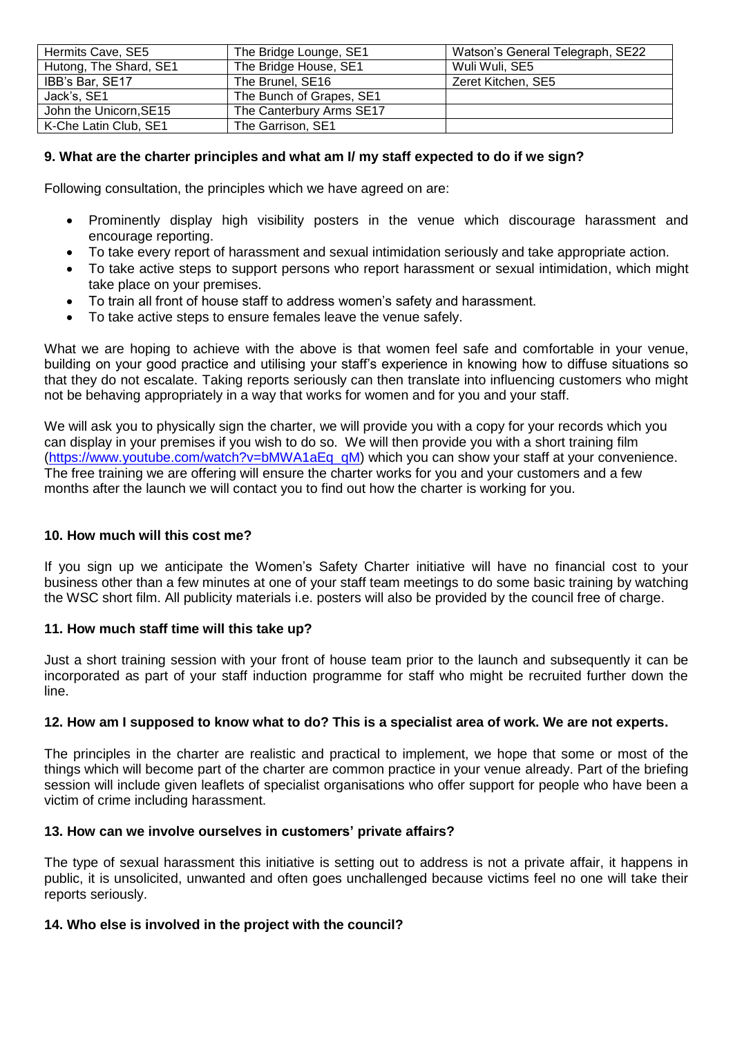| Hermits Cave, SE5 | The Bridge Lounge, SE1 | Watson's General Telegraph, SE22 |
|---|---|---|
| Hutong, The Shard, SE1 | The Bridge House, SE1 | Wuli Wuli, SE5 |
| IBB's Bar, SE17 | The Brunel, SE16 | Zeret Kitchen, SE5 |
| Jack's, SE1 | The Bunch of Grapes, SE1 | |
| John the Unicorn,SE15 | The Canterbury Arms SE17 | |
| K-Che Latin Club, SE1 | The Garrison, SE1 | |

### 9. What are the charter principles and what am I/ my staff expected to do if we sign?

Following consultation, the principles which we have agreed on are:

- Prominently display high visibility posters in the venue which discourage harassment and encourage reporting.
- To take every report of harassment and sexual intimidation seriously and take appropriate action.
- To take active steps to support persons who report harassment or sexual intimidation, which might take place on your premises.
- To train all front of house staff to address women's safety and harassment.
- To take active steps to ensure females leave the venue safely.

What we are hoping to achieve with the above is that women feel safe and comfortable in your venue, building on your good practice and utilising your staff's experience in knowing how to diffuse situations so that they do not escalate. Taking reports seriously can then translate into influencing customers who might not be behaving appropriately in a way that works for women and for you and your staff.

We will ask you to physically sign the charter, we will provide you with a copy for your records which you can display in your premises if you wish to do so. We will then provide you with a short training film (https://www.youtube.com/watch?v=bMWA1aEq_qM) which you can show your staff at your convenience. The free training we are offering will ensure the charter works for you and your customers and a few months after the launch we will contact you to find out how the charter is working for you.

### 10. How much will this cost me?

If you sign up we anticipate the Women's Safety Charter initiative will have no financial cost to your business other than a few minutes at one of your staff team meetings to do some basic training by watching the WSC short film. All publicity materials i.e. posters will also be provided by the council free of charge.

### 11. How much staff time will this take up?

Just a short training session with your front of house team prior to the launch and subsequently it can be incorporated as part of your staff induction programme for staff who might be recruited further down the line.

### 12. How am I supposed to know what to do? This is a specialist area of work. We are not experts.

The principles in the charter are realistic and practical to implement, we hope that some or most of the things which will become part of the charter are common practice in your venue already. Part of the briefing session will include given leaflets of specialist organisations who offer support for people who have been a victim of crime including harassment.

### 13. How can we involve ourselves in customers' private affairs?

The type of sexual harassment this initiative is setting out to address is not a private affair, it happens in public, it is unsolicited, unwanted and often goes unchallenged because victims feel no one will take their reports seriously.

### 14. Who else is involved in the project with the council?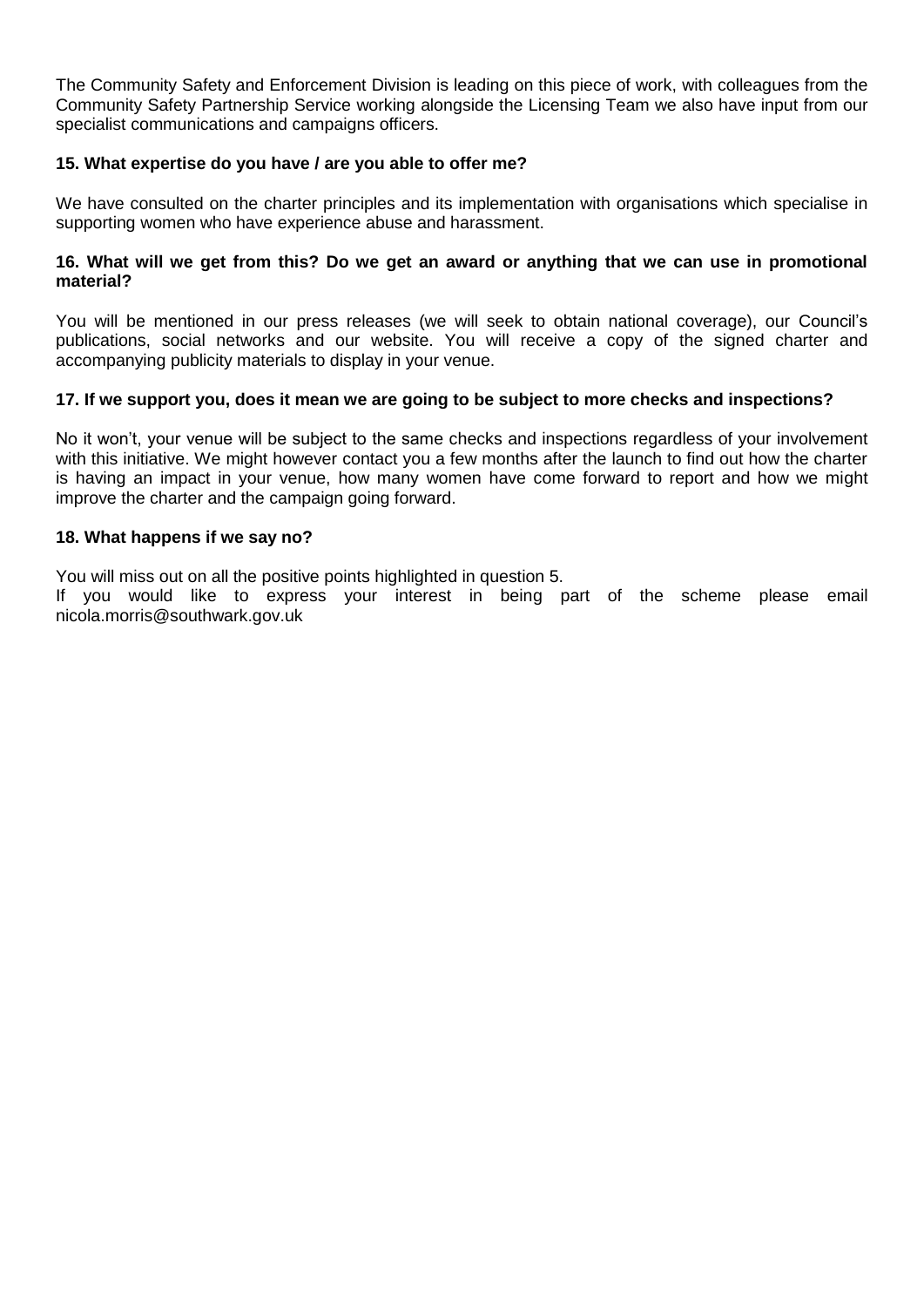The Community Safety and Enforcement Division is leading on this piece of work, with colleagues from the Community Safety Partnership Service working alongside the Licensing Team we also have input from our specialist communications and campaigns officers.

**15. What expertise do you have / are you able to offer me?**

We have consulted on the charter principles and its implementation with organisations which specialise in supporting women who have experience abuse and harassment.

**16. What will we get from this? Do we get an award or anything that we can use in promotional material?**

You will be mentioned in our press releases (we will seek to obtain national coverage), our Council's publications, social networks and our website. You will receive a copy of the signed charter and accompanying publicity materials to display in your venue.

**17. If we support you, does it mean we are going to be subject to more checks and inspections?**

No it won't, your venue will be subject to the same checks and inspections regardless of your involvement with this initiative. We might however contact you a few months after the launch to find out how the charter is having an impact in your venue, how many women have come forward to report and how we might improve the charter and the campaign going forward.

**18. What happens if we say no?**

You will miss out on all the positive points highlighted in question 5.
If you would like to express your interest in being part of the scheme please email nicola.morris@southwark.gov.uk